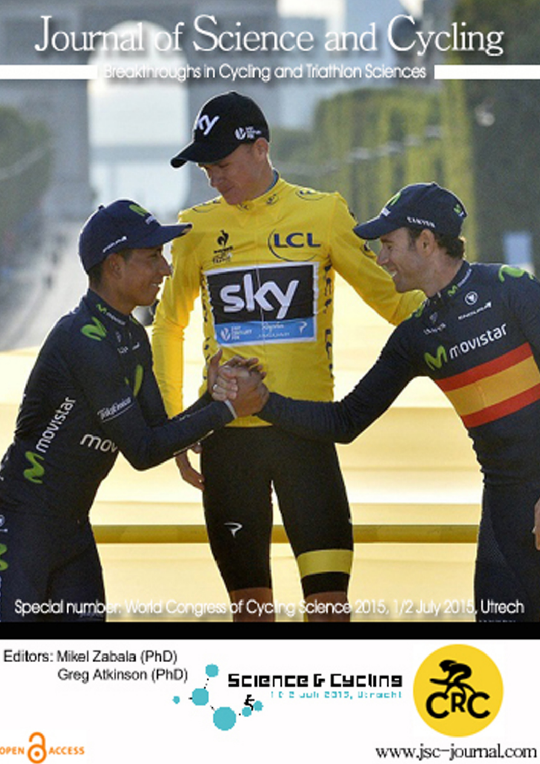# Journal of Science and Cycling

Breakthroughs in Cycling and Triathlon Sciences

Special number: World Congress of Cycling Science 2015, 1/2 July 2015, Utrech

Editors: Mikel Zabala (PhD)
Greg Atkinson (PhD)

Science & Cycling
1 & 2 juli 2015, Utrecht

CRC

OPEN ACCESS

www.jsc-journal.com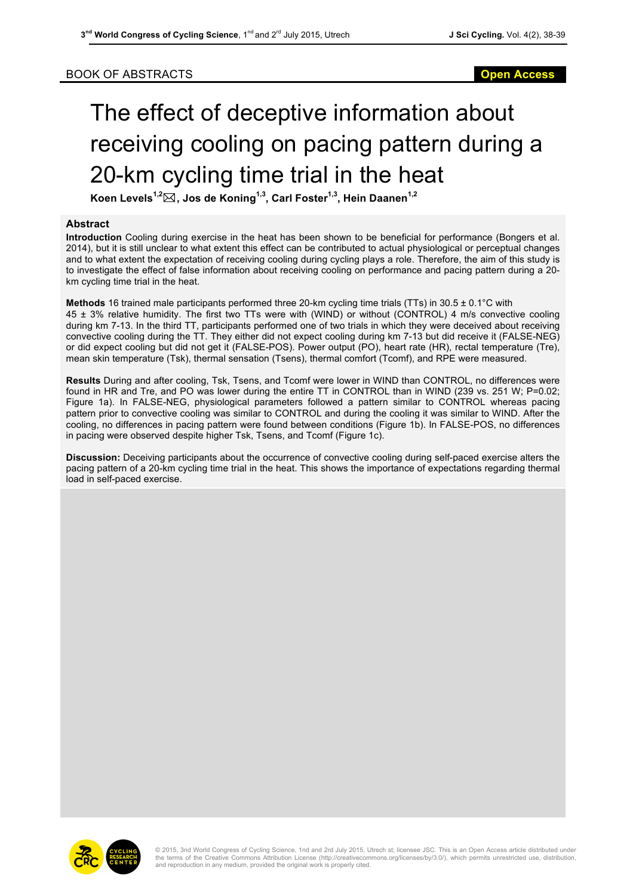BOOK OF ABSTRACTS

# The effect of deceptive information about receiving cooling on pacing pattern during a 20-km cycling time trial in the heat

**Koen Levels[1,2]✉, Jos de Koning[1,3], Carl Foster[1,3], Hein Daanen[1,2]**

## Abstract

**Introduction** Cooling during exercise in the heat has been shown to be beneficial for performance (Bongers et al. 2014), but it is still unclear to what extent this effect can be contributed to actual physiological or perceptual changes and to what extent the expectation of receiving cooling during cycling plays a role. Therefore, the aim of this study is to investigate the effect of false information about receiving cooling on performance and pacing pattern during a 20-km cycling time trial in the heat.

**Methods** 16 trained male participants performed three 20-km cycling time trials (TTs) in 30.5 ± 0.1°C with 45 ± 3% relative humidity. The first two TTs were with (WIND) or without (CONTROL) 4 m/s convective cooling during km 7-13. In the third TT, participants performed one of two trials in which they were deceived about receiving convective cooling during the TT. They either did not expect cooling during km 7-13 but did receive it (FALSE-NEG) or did expect cooling but did not get it (FALSE-POS). Power output (PO), heart rate (HR), rectal temperature (Tre), mean skin temperature (Tsk), thermal sensation (Tsens), thermal comfort (Tcomf), and RPE were measured.

**Results** During and after cooling, Tsk, Tsens, and Tcomf were lower in WIND than CONTROL, no differences were found in HR and Tre, and PO was lower during the entire TT in CONTROL than in WIND (239 vs. 251 W; P=0.02; Figure 1a). In FALSE-NEG, physiological parameters followed a pattern similar to CONTROL whereas pacing pattern prior to convective cooling was similar to CONTROL and during the cooling it was similar to WIND. After the cooling, no differences in pacing pattern were found between conditions (Figure 1b). In FALSE-POS, no differences in pacing were observed despite higher Tsk, Tsens, and Tcomf (Figure 1c).

**Discussion:** Deceiving participants about the occurrence of convective cooling during self-paced exercise alters the pacing pattern of a 20-km cycling time trial in the heat. This shows the importance of expectations regarding thermal load in self-paced exercise.

© 2015, 3nd World Congress of Cycling Science, 1nd and 2rd July 2015, Utrech st; licensee JSC. This is an Open Access article distributed under the terms of the Creative Commons Attribution License (http://creativecommons.org/licenses/by/3.0/), which permits unrestricted use, distribution, and reproduction in any medium, provided the original work is properly cited.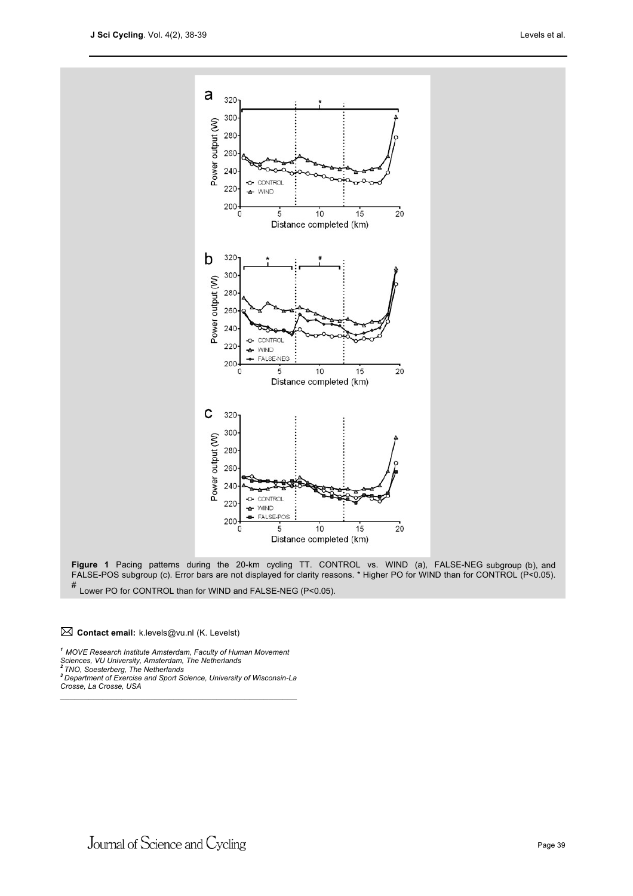a

320
300
280
260
240
220
200

Power output (W)

*

CONTROL
WIND

0 5 10 15 20

Distance completed (km)

b

320
300
280
260
240
220
200

Power output (W)

*

#

CONTROL
WIND
FALSE-NEG

0 5 10 15 20

Distance completed (km)

c

320
300
280
260
240
220
200

Power output (W)

CONTROL
WIND
FALSE-POS

0 5 10 15 20

Distance completed (km)

**Figure 1** Pacing patterns during the 20-km cycling TT. CONTROL vs. WIND (a), FALSE-NEG subgroup (b), and FALSE-POS subgroup (c). Error bars are not displayed for clarity reasons. * Higher PO for WIND than for CONTROL (P<0.05). # Lower PO for CONTROL than for WIND and FALSE-NEG (P<0.05).

✉ **Contact email:** k.levels@vu.nl (K. Levelst)

[1] *MOVE Research Institute Amsterdam, Faculty of Human Movement Sciences, VU University, Amsterdam, The Netherlands*
[2] *TNO, Soesterberg, The Netherlands*
[3] *Department of Exercise and Sport Science, University of Wisconsin-La Crosse, La Crosse, USA*